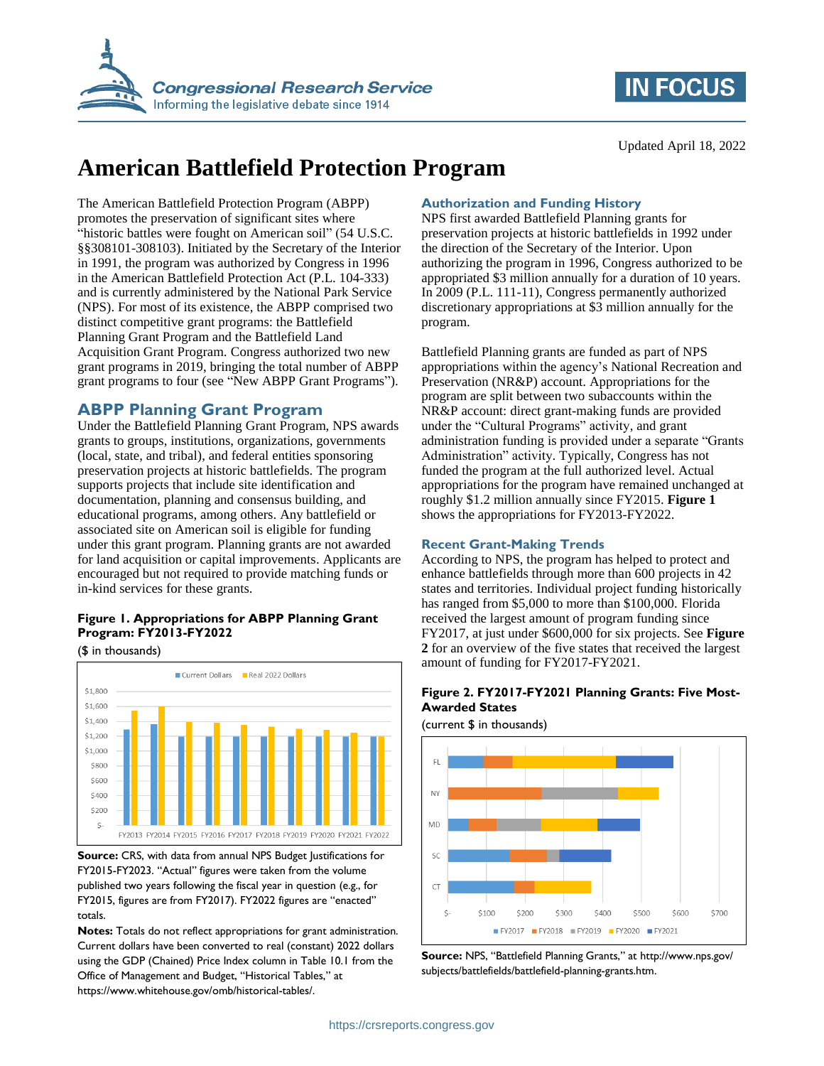Updated April 18, 2022

# American Battlefield Protection Program

The American Battlefield Protection Program (ABPP) promotes the preservation of significant sites where "historic battles were fought on American soil" (54 U.S.C. §§308101-308103). Initiated by the Secretary of the Interior in 1991, the program was authorized by Congress in 1996 in the American Battlefield Protection Act (P.L. 104-333) and is currently administered by the National Park Service (NPS). For most of its existence, the ABPP comprised two distinct competitive grant programs: the Battlefield Planning Grant Program and the Battlefield Land Acquisition Grant Program. Congress authorized two new grant programs in 2019, bringing the total number of ABPP grant programs to four (see "New ABPP Grant Programs").

## ABPP Planning Grant Program

Under the Battlefield Planning Grant Program, NPS awards grants to groups, institutions, organizations, governments (local, state, and tribal), and federal entities sponsoring preservation projects at historic battlefields. The program supports projects that include site identification and documentation, planning and consensus building, and educational programs, among others. Any battlefield or associated site on American soil is eligible for funding under this grant program. Planning grants are not awarded for land acquisition or capital improvements. Applicants are encouraged but not required to provide matching funds or in-kind services for these grants.

**Figure 1. Appropriations for ABPP Planning Grant Program: FY2013-FY2022**

($ in thousands)

**Source:** CRS, with data from annual NPS Budget Justifications for FY2015-FY2023. "Actual" figures were taken from the volume published two years following the fiscal year in question (e.g., for FY2015, figures are from FY2017). FY2022 figures are "enacted" totals.

**Notes:** Totals do not reflect appropriations for grant administration. Current dollars have been converted to real (constant) 2022 dollars using the GDP (Chained) Price Index column in Table 10.1 from the Office of Management and Budget, "Historical Tables," at https://www.whitehouse.gov/omb/historical-tables/.

### Authorization and Funding History

NPS first awarded Battlefield Planning grants for preservation projects at historic battlefields in 1992 under the direction of the Secretary of the Interior. Upon authorizing the program in 1996, Congress authorized to be appropriated $3 million annually for a duration of 10 years. In 2009 (P.L. 111-11), Congress permanently authorized discretionary appropriations at $3 million annually for the program.

Battlefield Planning grants are funded as part of NPS appropriations within the agency's National Recreation and Preservation (NR&P) account. Appropriations for the program are split between two subaccounts within the NR&P account: direct grant-making funds are provided under the "Cultural Programs" activity, and grant administration funding is provided under a separate "Grants Administration" activity. Typically, Congress has not funded the program at the full authorized level. Actual appropriations for the program have remained unchanged at roughly $1.2 million annually since FY2015. **Figure 1** shows the appropriations for FY2013-FY2022.

### Recent Grant-Making Trends

According to NPS, the program has helped to protect and enhance battlefields through more than 600 projects in 42 states and territories. Individual project funding historically has ranged from $5,000 to more than $100,000. Florida received the largest amount of program funding since FY2017, at just under $600,000 for six projects. See **Figure 2** for an overview of the five states that received the largest amount of funding for FY2017-FY2021.

**Figure 2. FY2017-FY2021 Planning Grants: Five Most-Awarded States**

(current $ in thousands)

**Source:** NPS, "Battlefield Planning Grants," at http://www.nps.gov/subjects/battlefields/battlefield-planning-grants.htm.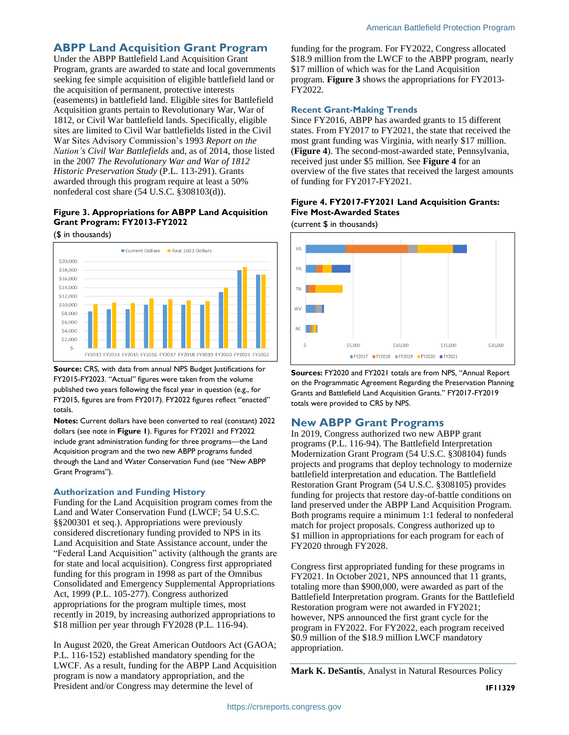## ABPP Land Acquisition Grant Program

Under the ABPP Battlefield Land Acquisition Grant Program, grants are awarded to state and local governments seeking fee simple acquisition of eligible battlefield land or the acquisition of permanent, protective interests (easements) in battlefield land. Eligible sites for Battlefield Acquisition grants pertain to Revolutionary War, War of 1812, or Civil War battlefield lands. Specifically, eligible sites are limited to Civil War battlefields listed in the Civil War Sites Advisory Commission's 1993 *Report on the Nation's Civil War Battlefields* and, as of 2014, those listed in the 2007 *The Revolutionary War and War of 1812 Historic Preservation Study* (P.L. 113-291). Grants awarded through this program require at least a 50% nonfederal cost share (54 U.S.C. §308103(d)).

**Figure 3. Appropriations for ABPP Land Acquisition Grant Program: FY2013-FY2022**

($ in thousands)

**Source:** CRS, with data from annual NPS Budget Justifications for FY2015-FY2023. "Actual" figures were taken from the volume published two years following the fiscal year in question (e.g., for FY2015, figures are from FY2017). FY2022 figures reflect "enacted" totals.

**Notes:** Current dollars have been converted to real (constant) 2022 dollars (see note in **Figure 1**). Figures for FY2021 and FY2022 include grant administration funding for three programs—the Land Acquisition program and the two new ABPP programs funded through the Land and Water Conservation Fund (see "New ABPP Grant Programs").

### Authorization and Funding History

Funding for the Land Acquisition program comes from the Land and Water Conservation Fund (LWCF; 54 U.S.C. §§200301 et seq.). Appropriations were previously considered discretionary funding provided to NPS in its Land Acquisition and State Assistance account, under the "Federal Land Acquisition" activity (although the grants are for state and local acquisition). Congress first appropriated funding for this program in 1998 as part of the Omnibus Consolidated and Emergency Supplemental Appropriations Act, 1999 (P.L. 105-277). Congress authorized appropriations for the program multiple times, most recently in 2019, by increasing authorized appropriations to $18 million per year through FY2028 (P.L. 116-94).

In August 2020, the Great American Outdoors Act (GAOA; P.L. 116-152) established mandatory spending for the LWCF. As a result, funding for the ABPP Land Acquisition program is now a mandatory appropriation, and the President and/or Congress may determine the level of funding for the program. For FY2022, Congress allocated $18.9 million from the LWCF to the ABPP program, nearly $17 million of which was for the Land Acquisition program. **Figure 3** shows the appropriations for FY2013-FY2022.

### Recent Grant-Making Trends

Since FY2016, ABPP has awarded grants to 15 different states. From FY2017 to FY2021, the state that received the most grant funding was Virginia, with nearly $17 million. (**Figure 4**). The second-most-awarded state, Pennsylvania, received just under $5 million. See **Figure 4** for an overview of the five states that received the largest amounts of funding for FY2017-FY2021.

**Figure 4. FY2017-FY2021 Land Acquisition Grants: Five Most-Awarded States**

(current $ in thousands)

**Sources:** FY2020 and FY2021 totals are from NPS, "Annual Report on the Programmatic Agreement Regarding the Preservation Planning Grants and Battlefield Land Acquisition Grants." FY2017-FY2019 totals were provided to CRS by NPS.

## New ABPP Grant Programs

In 2019, Congress authorized two new ABPP grant programs (P.L. 116-94). The Battlefield Interpretation Modernization Grant Program (54 U.S.C. §308104) funds projects and programs that deploy technology to modernize battlefield interpretation and education. The Battlefield Restoration Grant Program (54 U.S.C. §308105) provides funding for projects that restore day-of-battle conditions on land preserved under the ABPP Land Acquisition Program. Both programs require a minimum 1:1 federal to nonfederal match for project proposals. Congress authorized up to $1 million in appropriations for each program for each of FY2020 through FY2028.

Congress first appropriated funding for these programs in FY2021. In October 2021, NPS announced that 11 grants, totaling more than $900,000, were awarded as part of the Battlefield Interpretation program. Grants for the Battlefield Restoration program were not awarded in FY2021; however, NPS announced the first grant cycle for the program in FY2022. For FY2022, each program received $0.9 million of the $18.9 million LWCF mandatory appropriation.

**Mark K. DeSantis**, Analyst in Natural Resources Policy

IF11329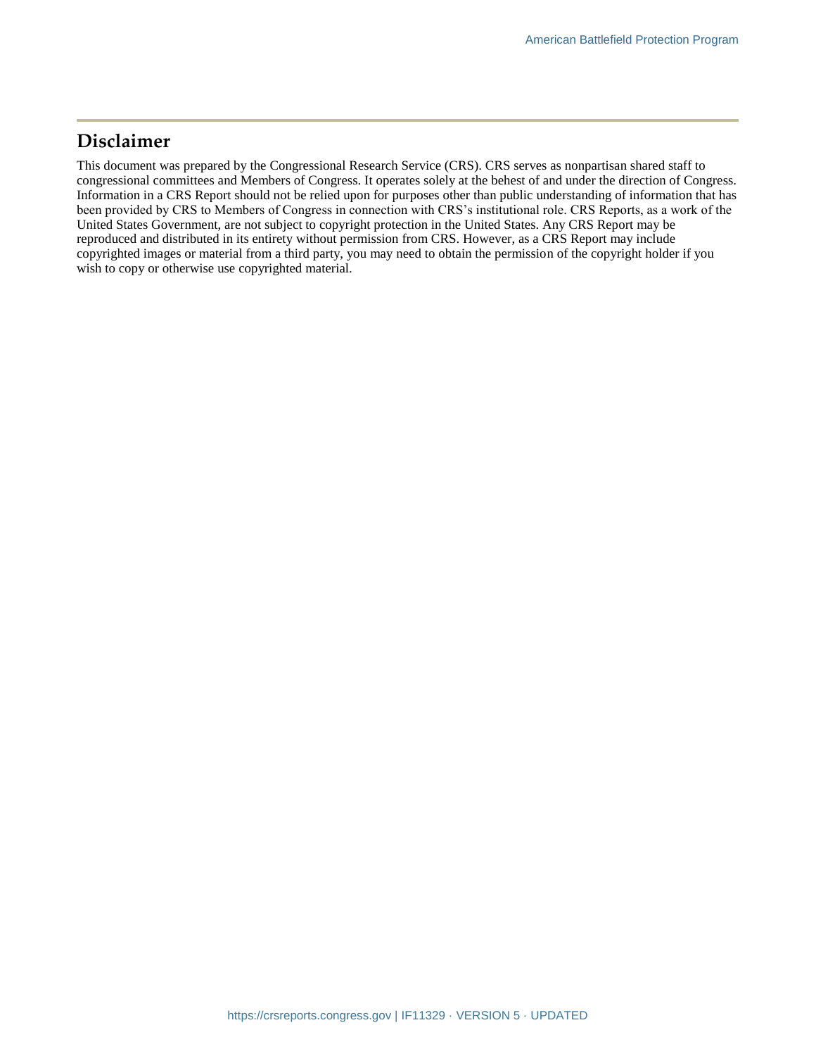## Disclaimer

This document was prepared by the Congressional Research Service (CRS). CRS serves as nonpartisan shared staff to congressional committees and Members of Congress. It operates solely at the behest of and under the direction of Congress. Information in a CRS Report should not be relied upon for purposes other than public understanding of information that has been provided by CRS to Members of Congress in connection with CRS's institutional role. CRS Reports, as a work of the United States Government, are not subject to copyright protection in the United States. Any CRS Report may be reproduced and distributed in its entirety without permission from CRS. However, as a CRS Report may include copyrighted images or material from a third party, you may need to obtain the permission of the copyright holder if you wish to copy or otherwise use copyrighted material.